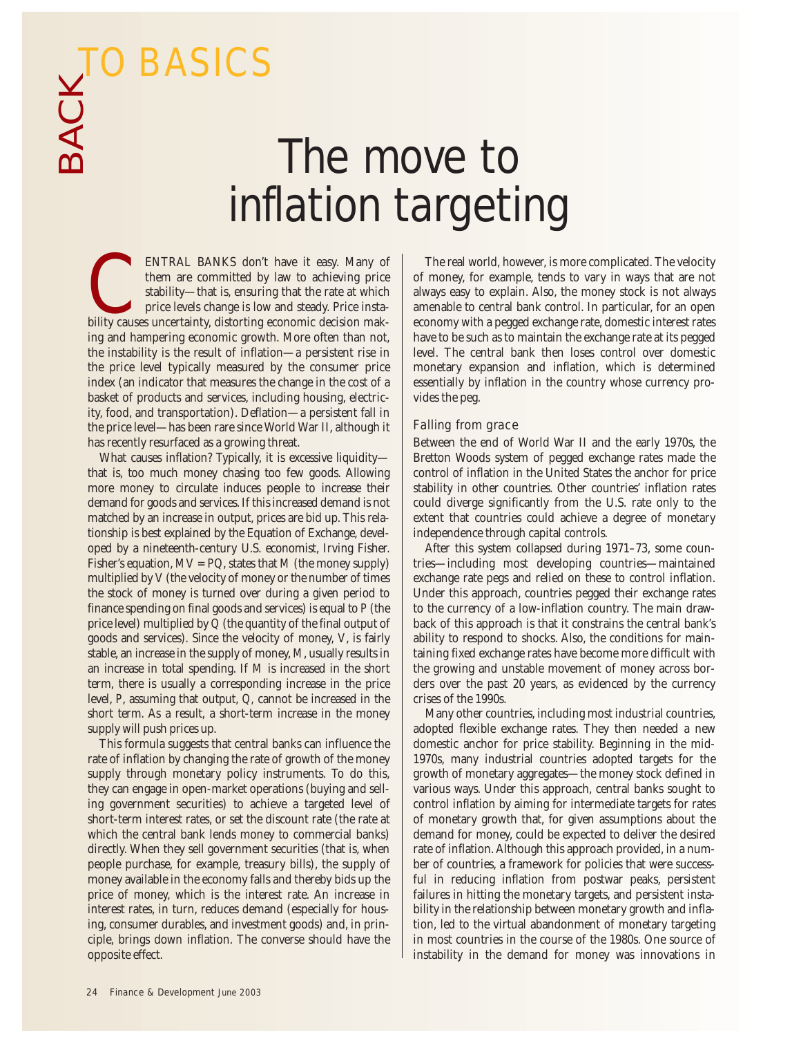# BACK TO BASICS

# The move to inflation targeting

CENTRAL BANKS don't have it easy. Many of them are committed by law to achieving price stability—that is, ensuring that the rate at which price levels change is low and steady. Price instability causes uncertainty, distorting economic decision making and hampering economic growth. More often than not, the instability is the result of inflation—a persistent rise in the price level typically measured by the consumer price index (an indicator that measures the change in the cost of a basket of products and services, including housing, electricity, food, and transportation). Deflation—a persistent fall in the price level—has been rare since World War II, although it has recently resurfaced as a growing threat.

What causes inflation? Typically, it is excessive liquidity—that is, too much money chasing too few goods. Allowing more money to circulate induces people to increase their demand for goods and services. If this increased demand is not matched by an increase in output, prices are bid up. This relationship is best explained by the Equation of Exchange, developed by a nineteenth-century U.S. economist, Irving Fisher. Fisher's equation, $MV = PQ$, states that $M$ (the money supply) multiplied by $V$ (the velocity of money or the number of times the stock of money is turned over during a given period to finance spending on final goods and services) is equal to $P$ (the price level) multiplied by $Q$ (the quantity of the final output of goods and services). Since the velocity of money, $V$, is fairly stable, an increase in the supply of money, $M$, usually results in an increase in total spending. If $M$ is increased in the short term, there is usually a corresponding increase in the price level, $P$, assuming that output, $Q$, cannot be increased in the short term. As a result, a short-term increase in the money supply will push prices up.

This formula suggests that central banks can influence the rate of inflation by changing the rate of growth of the money supply through monetary policy instruments. To do this, they can engage in open-market operations (buying and selling government securities) to achieve a targeted level of short-term interest rates, or set the discount rate (the rate at which the central bank lends money to commercial banks) directly. When they sell government securities (that is, when people purchase, for example, treasury bills), the supply of money available in the economy falls and thereby bids up the price of money, which is the interest rate. An increase in interest rates, in turn, reduces demand (especially for housing, consumer durables, and investment goods) and, in principle, brings down inflation. The converse should have the opposite effect.

The real world, however, is more complicated. The velocity of money, for example, tends to vary in ways that are not always easy to explain. Also, the money stock is not always amenable to central bank control. In particular, for an open economy with a pegged exchange rate, domestic interest rates have to be such as to maintain the exchange rate at its pegged level. The central bank then loses control over domestic monetary expansion and inflation, which is determined essentially by inflation in the country whose currency provides the peg.

### Falling from grace

Between the end of World War II and the early 1970s, the Bretton Woods system of pegged exchange rates made the control of inflation in the United States the anchor for price stability in other countries. Other countries' inflation rates could diverge significantly from the U.S. rate only to the extent that countries could achieve a degree of monetary independence through capital controls.

After this system collapsed during 1971–73, some countries—including most developing countries—maintained exchange rate pegs and relied on these to control inflation. Under this approach, countries pegged their exchange rates to the currency of a low-inflation country. The main drawback of this approach is that it constrains the central bank's ability to respond to shocks. Also, the conditions for maintaining fixed exchange rates have become more difficult with the growing and unstable movement of money across borders over the past 20 years, as evidenced by the currency crises of the 1990s.

Many other countries, including most industrial countries, adopted flexible exchange rates. They then needed a new domestic anchor for price stability. Beginning in the mid-1970s, many industrial countries adopted targets for the growth of monetary aggregates—the money stock defined in various ways. Under this approach, central banks sought to control inflation by aiming for intermediate targets for rates of monetary growth that, for given assumptions about the demand for money, could be expected to deliver the desired rate of inflation. Although this approach provided, in a number of countries, a framework for policies that were successful in reducing inflation from postwar peaks, persistent failures in hitting the monetary targets, and persistent instability in the relationship between monetary growth and inflation, led to the virtual abandonment of monetary targeting in most countries in the course of the 1980s. One source of instability in the demand for money was innovations in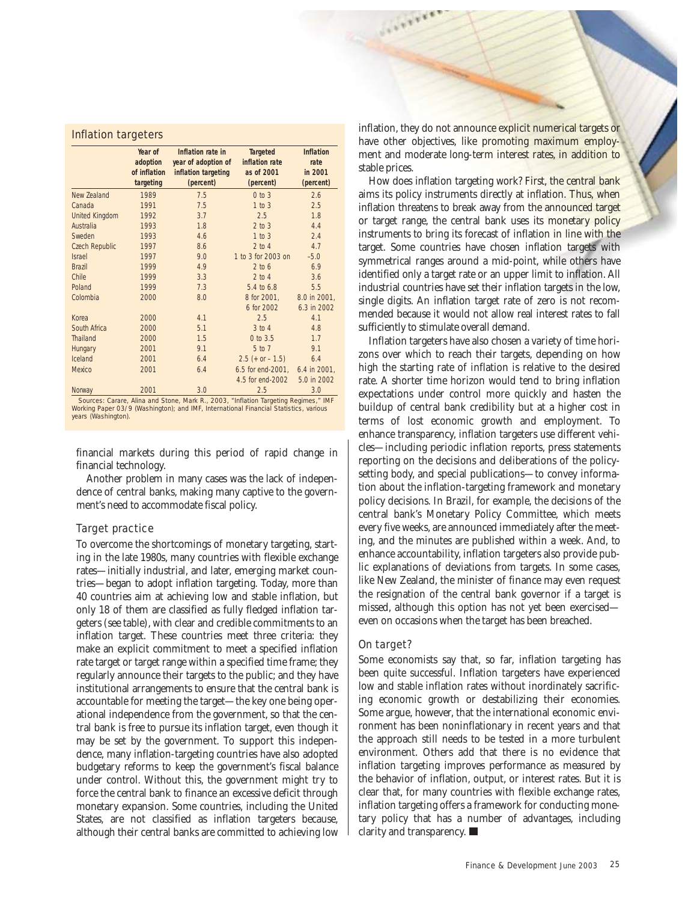### Inflation targeters

| | Year of adoption of inflation targeting | Inflation rate in year of adoption of inflation targeting (percent) | Targeted inflation rate as of 2001 (percent) | Inflation rate in 2001 (percent) |
|---|---|---|---|---|
| New Zealand | 1989 | 7.5 | 0 to 3 | 2.6 |
| Canada | 1991 | 7.5 | 1 to 3 | 2.5 |
| United Kingdom | 1992 | 3.7 | 2.5 | 1.8 |
| Australia | 1993 | 1.8 | 2 to 3 | 4.4 |
| Sweden | 1993 | 4.6 | 1 to 3 | 2.4 |
| Czech Republic | 1997 | 8.6 | 2 to 4 | 4.7 |
| Israel | 1997 | 9.0 | 1 to 3 for 2003 on | –5.0 |
| Brazil | 1999 | 4.9 | 2 to 6 | 6.9 |
| Chile | 1999 | 3.3 | 2 to 4 | 3.6 |
| Poland | 1999 | 7.3 | 5.4 to 6.8 | 5.5 |
| Colombia | 2000 | 8.0 | 8 for 2001, 6 for 2002 | 8.0 in 2001, 6.3 in 2002 |
| Korea | 2000 | 4.1 | 2.5 | 4.1 |
| South Africa | 2000 | 5.1 | 3 to 4 | 4.8 |
| Thailand | 2000 | 1.5 | 0 to 3.5 | 1.7 |
| Hungary | 2001 | 9.1 | 5 to 7 | 9.1 |
| Iceland | 2001 | 6.4 | 2.5 (+ or – 1.5) | 6.4 |
| Mexico | 2001 | 6.4 | 6.5 for end-2001, 4.5 for end-2002 | 6.4 in 2001, 5.0 in 2002 |
| Norway | 2001 | 3.0 | 2.5 | 3.0 |

Sources: Carare, Alina and Stone, Mark R., 2003, "Inflation Targeting Regimes," IMF Working Paper 03/9 (Washington); and IMF, International Financial Statistics, various years (Washington).

financial markets during this period of rapid change in financial technology.

Another problem in many cases was the lack of independence of central banks, making many captive to the government's need to accommodate fiscal policy.

## Target practice

To overcome the shortcomings of monetary targeting, starting in the late 1980s, many countries with flexible exchange rates—initially industrial, and later, emerging market countries—began to adopt inflation targeting. Today, more than 40 countries aim at achieving low and stable inflation, but only 18 of them are classified as fully fledged inflation targeters (see table), with clear and credible commitments to an inflation target. These countries meet three criteria: they make an explicit commitment to meet a specified inflation rate target or target range within a specified time frame; they regularly announce their targets to the public; and they have institutional arrangements to ensure that the central bank is accountable for meeting the target—the key one being operational independence from the government, so that the central bank is free to pursue its inflation target, even though it may be set by the government. To support this independence, many inflation-targeting countries have also adopted budgetary reforms to keep the government's fiscal balance under control. Without this, the government might try to force the central bank to finance an excessive deficit through monetary expansion. Some countries, including the United States, are not classified as inflation targeters because, although their central banks are committed to achieving low inflation, they do not announce explicit numerical targets or have other objectives, like promoting maximum employment and moderate long-term interest rates, in addition to stable prices.

How does inflation targeting work? First, the central bank aims its policy instruments directly at inflation. Thus, when inflation threatens to break away from the announced target or target range, the central bank uses its monetary policy instruments to bring its forecast of inflation in line with the target. Some countries have chosen inflation targets with symmetrical ranges around a mid-point, while others have identified only a target rate or an upper limit to inflation. All industrial countries have set their inflation targets in the low, single digits. An inflation target rate of zero is not recommended because it would not allow real interest rates to fall sufficiently to stimulate overall demand.

Inflation targeters have also chosen a variety of time horizons over which to reach their targets, depending on how high the starting rate of inflation is relative to the desired rate. A shorter time horizon would tend to bring inflation expectations under control more quickly and hasten the buildup of central bank credibility but at a higher cost in terms of lost economic growth and employment. To enhance transparency, inflation targeters use different vehicles—including periodic inflation reports, press statements reporting on the decisions and deliberations of the policy-setting body, and special publications—to convey information about the inflation-targeting framework and monetary policy decisions. In Brazil, for example, the decisions of the central bank's Monetary Policy Committee, which meets every five weeks, are announced immediately after the meeting, and the minutes are published within a week. And, to enhance accountability, inflation targeters also provide public explanations of deviations from targets. In some cases, like New Zealand, the minister of finance may even request the resignation of the central bank governor if a target is missed, although this option has not yet been exercised—even on occasions when the target has been breached.

## On target?

Some economists say that, so far, inflation targeting has been quite successful. Inflation targeters have experienced low and stable inflation rates without inordinately sacrificing economic growth or destabilizing their economies. Some argue, however, that the international economic environment has been noninflationary in recent years and that the approach still needs to be tested in a more turbulent environment. Others add that there is no evidence that inflation targeting improves performance as measured by the behavior of inflation, output, or interest rates. But it is clear that, for many countries with flexible exchange rates, inflation targeting offers a framework for conducting monetary policy that has a number of advantages, including clarity and transparency. ■